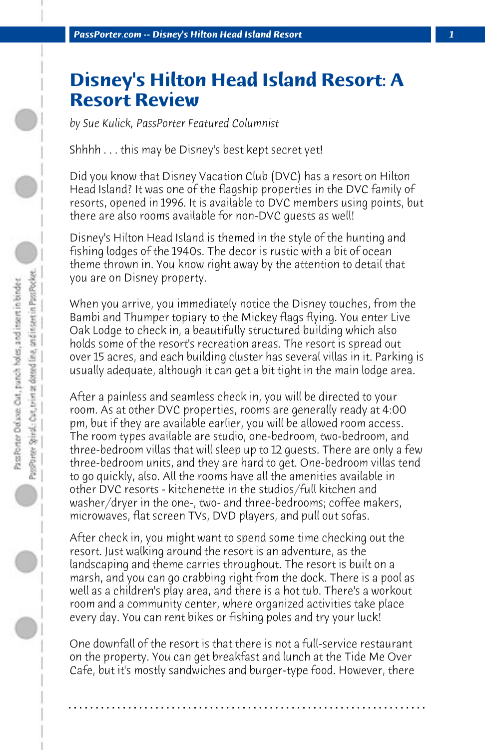# Disney's Hilton Head Island Resort: A Resort Review

*by Sue Kulick, PassPorter Featured Columnist*

Shhhh . . . this may be Disney's best kept secret yet!

Did you know that Disney Vacation Club (DVC) has a resort on Hilton Head Island? It was one of the flagship properties in the DVC family of resorts, opened in 1996. It is available to DVC members using points, but there are also rooms available for non-DVC guests as well!

Disney's Hilton Head Island is themed in the style of the hunting and fishing lodges of the 1940s. The decor is rustic with a bit of ocean theme thrown in. You know right away by the attention to detail that you are on Disney property.

When you arrive, you immediately notice the Disney touches, from the Bambi and Thumper topiary to the Mickey flags flying. You enter Live Oak Lodge to check in, a beautifully structured building which also holds some of the resort's recreation areas. The resort is spread out over 15 acres, and each building cluster has several villas in it. Parking is usually adequate, although it can get a bit tight in the main lodge area.

After a painless and seamless check in, you will be directed to your room. As at other DVC properties, rooms are generally ready at 4:00 pm, but if they are available earlier, you will be allowed room access. The room types available are studio, one-bedroom, two-bedroom, and three-bedroom villas that will sleep up to 12 guests. There are only a few three-bedroom units, and they are hard to get. One-bedroom villas tend to go quickly, also. All the rooms have all the amenities available in other DVC resorts - kitchenette in the studios/full kitchen and washer/dryer in the one-, two- and three-bedrooms; coffee makers, microwaves, flat screen TVs, DVD players, and pull out sofas.

After check in, you might want to spend some time checking out the resort. Just walking around the resort is an adventure, as the landscaping and theme carries throughout. The resort is built on a marsh, and you can go crabbing right from the dock. There is a pool as well as a children's play area, and there is a hot tub. There's a workout room and a community center, where organized activities take place every day. You can rent bikes or fishing poles and try your luck!

One downfall of the resort is that there is not a full-service restaurant on the property. You can get breakfast and lunch at the Tide Me Over Cafe, but it's mostly sandwiches and burger-type food. However, there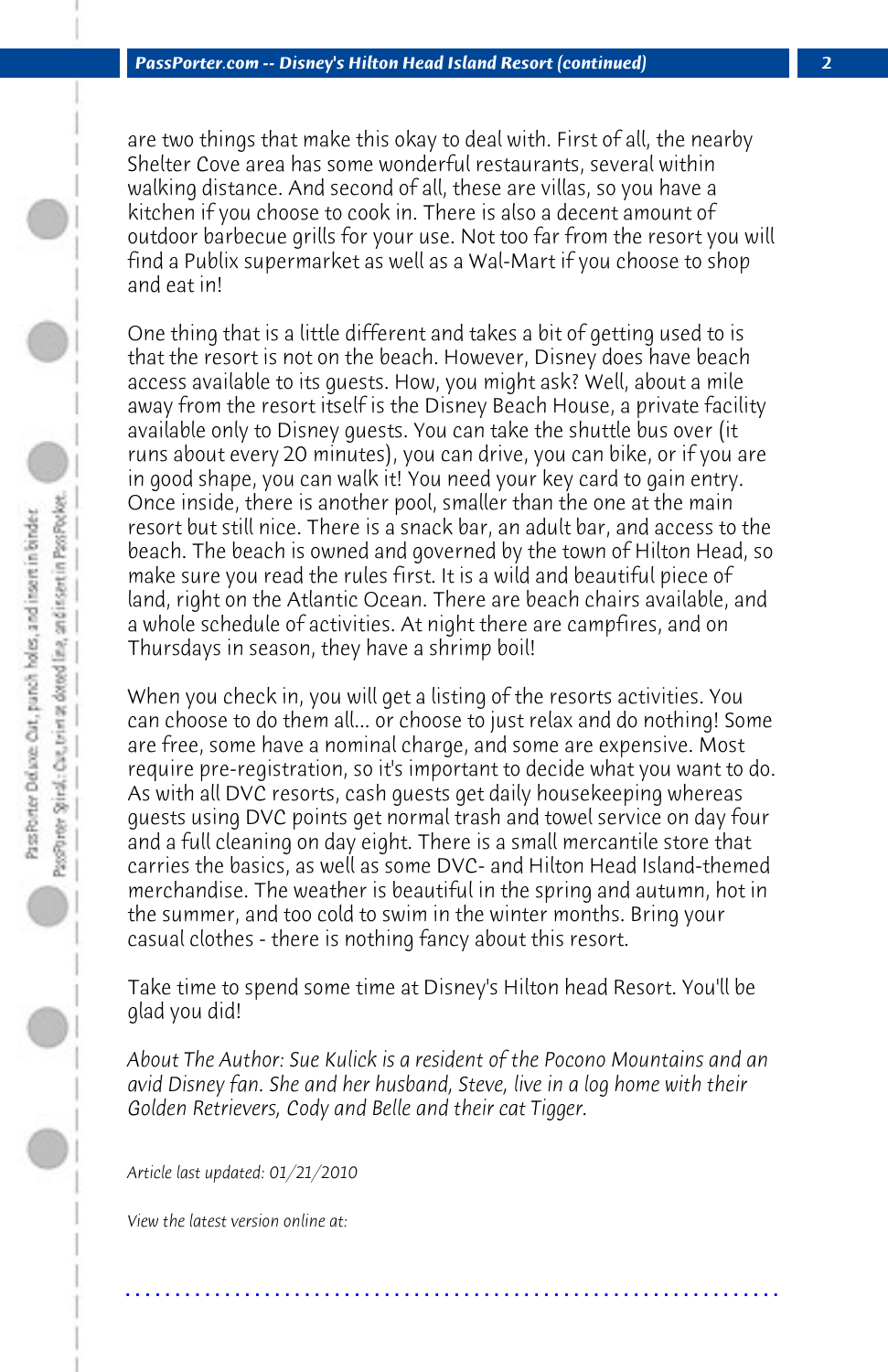are two things that make this okay to deal with. First of all, the nearby Shelter Cove area has some wonderful restaurants, several within walking distance. And second of all, these are villas, so you have a kitchen if you choose to cook in. There is also a decent amount of outdoor barbecue grills for your use. Not too far from the resort you will find a Publix supermarket as well as a Wal-Mart if you choose to shop and eat in!

One thing that is a little different and takes a bit of getting used to is that the resort is not on the beach. However, Disney does have beach access available to its guests. How, you might ask? Well, about a mile away from the resort itself is the Disney Beach House, a private facility available only to Disney guests. You can take the shuttle bus over (it runs about every 20 minutes), you can drive, you can bike, or if you are in good shape, you can walk it! You need your key card to gain entry. Once inside, there is another pool, smaller than the one at the main resort but still nice. There is a snack bar, an adult bar, and access to the beach. The beach is owned and governed by the town of Hilton Head, so make sure you read the rules first. It is a wild and beautiful piece of land, right on the Atlantic Ocean. There are beach chairs available, and a whole schedule of activities. At night there are campfires, and on Thursdays in season, they have a shrimp boil!

When you check in, you will get a listing of the resorts activities. You can choose to do them all... or choose to just relax and do nothing! Some are free, some have a nominal charge, and some are expensive. Most require pre-registration, so it's important to decide what you want to do. As with all DVC resorts, cash guests get daily housekeeping whereas guests using DVC points get normal trash and towel service on day four and a full cleaning on day eight. There is a small mercantile store that carries the basics, as well as some DVC- and Hilton Head Island-themed merchandise. The weather is beautiful in the spring and autumn, hot in the summer, and too cold to swim in the winter months. Bring your casual clothes - there is nothing fancy about this resort.

Take time to spend some time at Disney's Hilton head Resort. You'll be glad you did!

*About The Author: Sue Kulick is a resident of the Pocono Mountains and an avid Disney fan. She and her husband, Steve, live in a log home with their Golden Retrievers, Cody and Belle and their cat Tigger.*

*Article last updated: 01/21/2010*

*View the latest version online at:*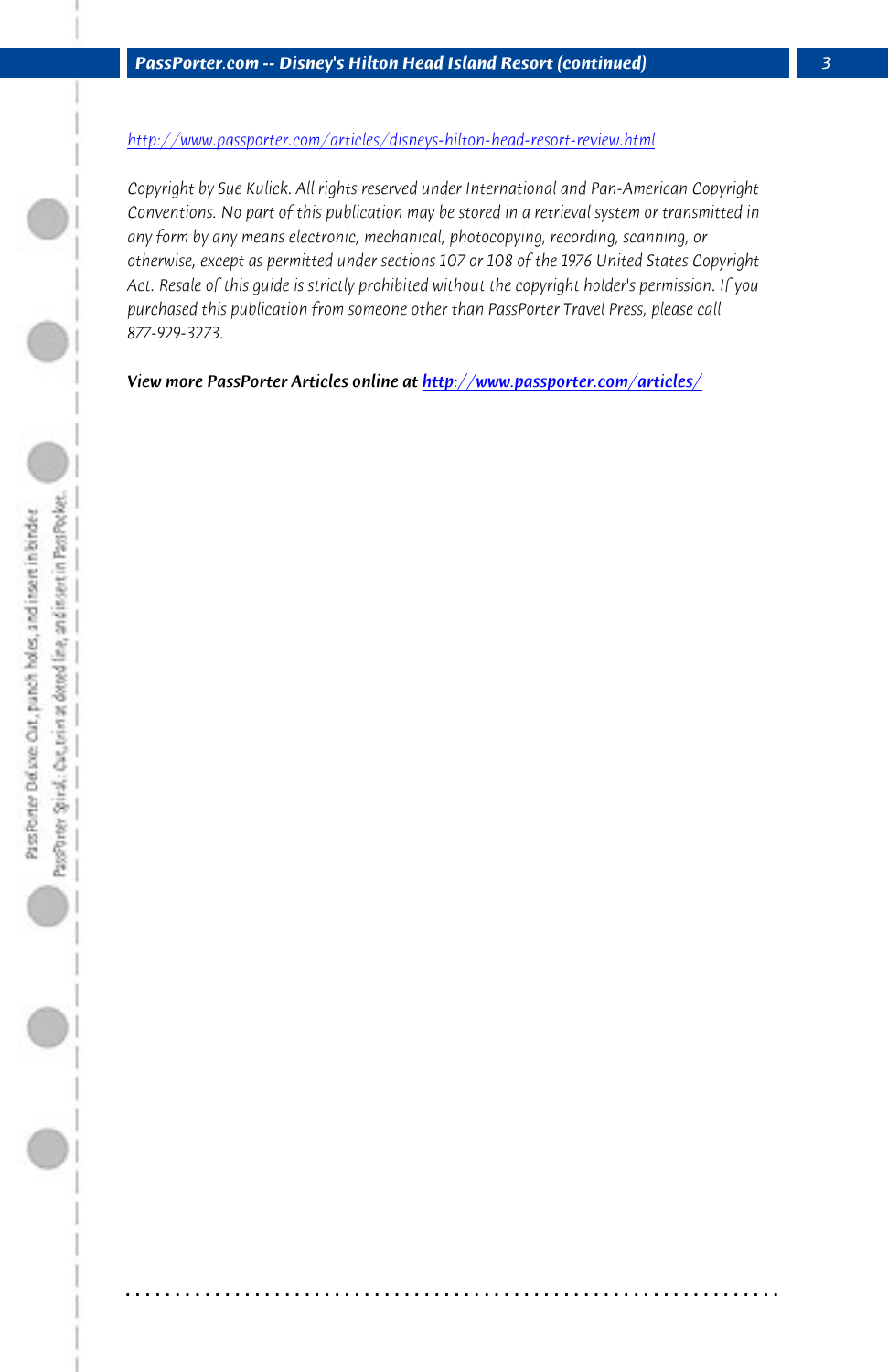http://www.passporter.com/articles/disneys-hilton-head-resort-review.html

*Copyright by Sue Kulick. All rights reserved under International and Pan-American Copyright Conventions. No part of this publication may be stored in a retrieval system or transmitted in any form by any means electronic, mechanical, photocopying, recording, scanning, or otherwise, except as permitted under sections 107 or 108 of the 1976 United States Copyright Act. Resale of this guide is strictly prohibited without the copyright holder's permission. If you purchased this publication from someone other than PassPorter Travel Press, please call 877-929-3273.*

***View more PassPorter Articles online at http://www.passporter.com/articles/***